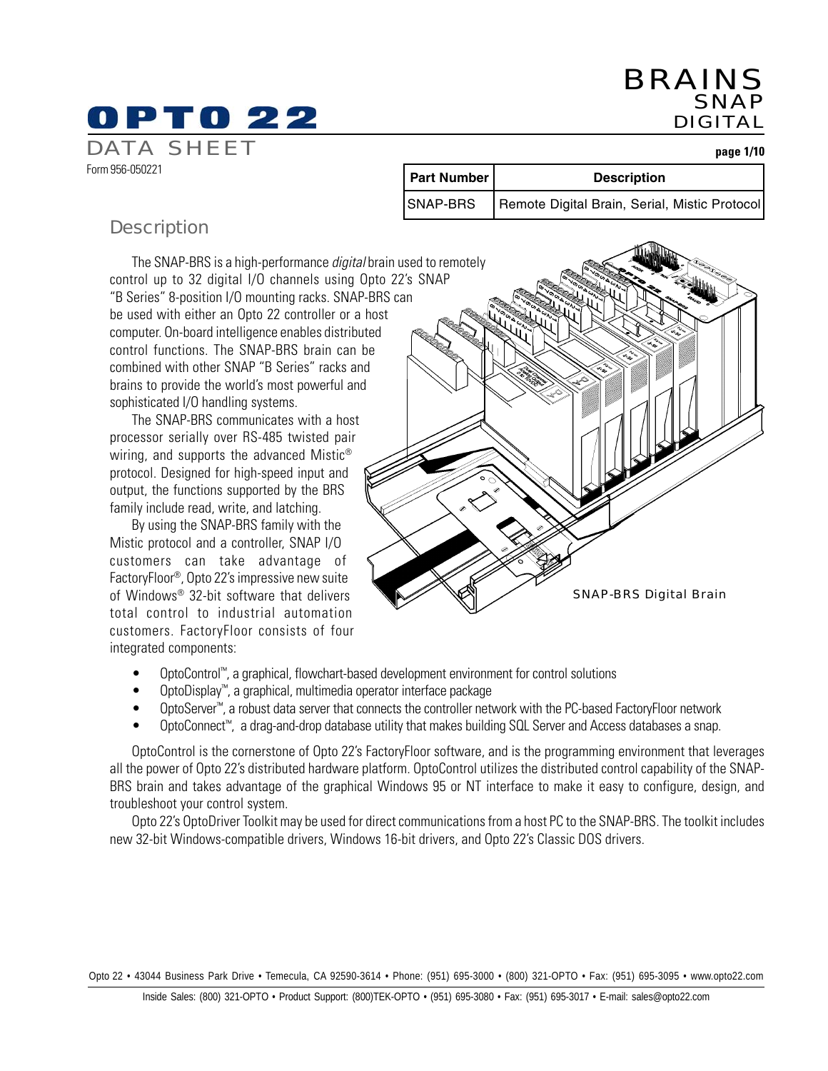# OPTO 22

DATA SHEET

Form 956-050221

# BRAINS SNAP DIGITAL

| Part Number | Description |
|---|---|
| SNAP-BRS | Remote Digital Brain, Serial, Mistic Protocol |

## Description

The SNAP-BRS is a high-performance *digital* brain used to remotely control up to 32 digital I/O channels using Opto 22's SNAP "B Series" 8-position I/O mounting racks. SNAP-BRS can be used with either an Opto 22 controller or a host computer. On-board intelligence enables distributed control functions. The SNAP-BRS brain can be combined with other SNAP "B Series" racks and brains to provide the world's most powerful and sophisticated I/O handling systems.

The SNAP-BRS communicates with a host processor serially over RS-485 twisted pair wiring, and supports the advanced Mistic® protocol. Designed for high-speed input and output, the functions supported by the BRS family include read, write, and latching.

By using the SNAP-BRS family with the Mistic protocol and a controller, SNAP I/O customers can take advantage of FactoryFloor®, Opto 22's impressive new suite of Windows® 32-bit software that delivers total control to industrial automation customers. FactoryFloor consists of four integrated components:

SNAP-BRS Digital Brain

- OptoControl™, a graphical, flowchart-based development environment for control solutions
- OptoDisplay™, a graphical, multimedia operator interface package
- OptoServer™, a robust data server that connects the controller network with the PC-based FactoryFloor network
- OptoConnect™, a drag-and-drop database utility that makes building SQL Server and Access databases a snap.

OptoControl is the cornerstone of Opto 22's FactoryFloor software, and is the programming environment that leverages all the power of Opto 22's distributed hardware platform. OptoControl utilizes the distributed control capability of the SNAP-BRS brain and takes advantage of the graphical Windows 95 or NT interface to make it easy to configure, design, and troubleshoot your control system.

Opto 22's OptoDriver Toolkit may be used for direct communications from a host PC to the SNAP-BRS. The toolkit includes new 32-bit Windows-compatible drivers, Windows 16-bit drivers, and Opto 22's Classic DOS drivers.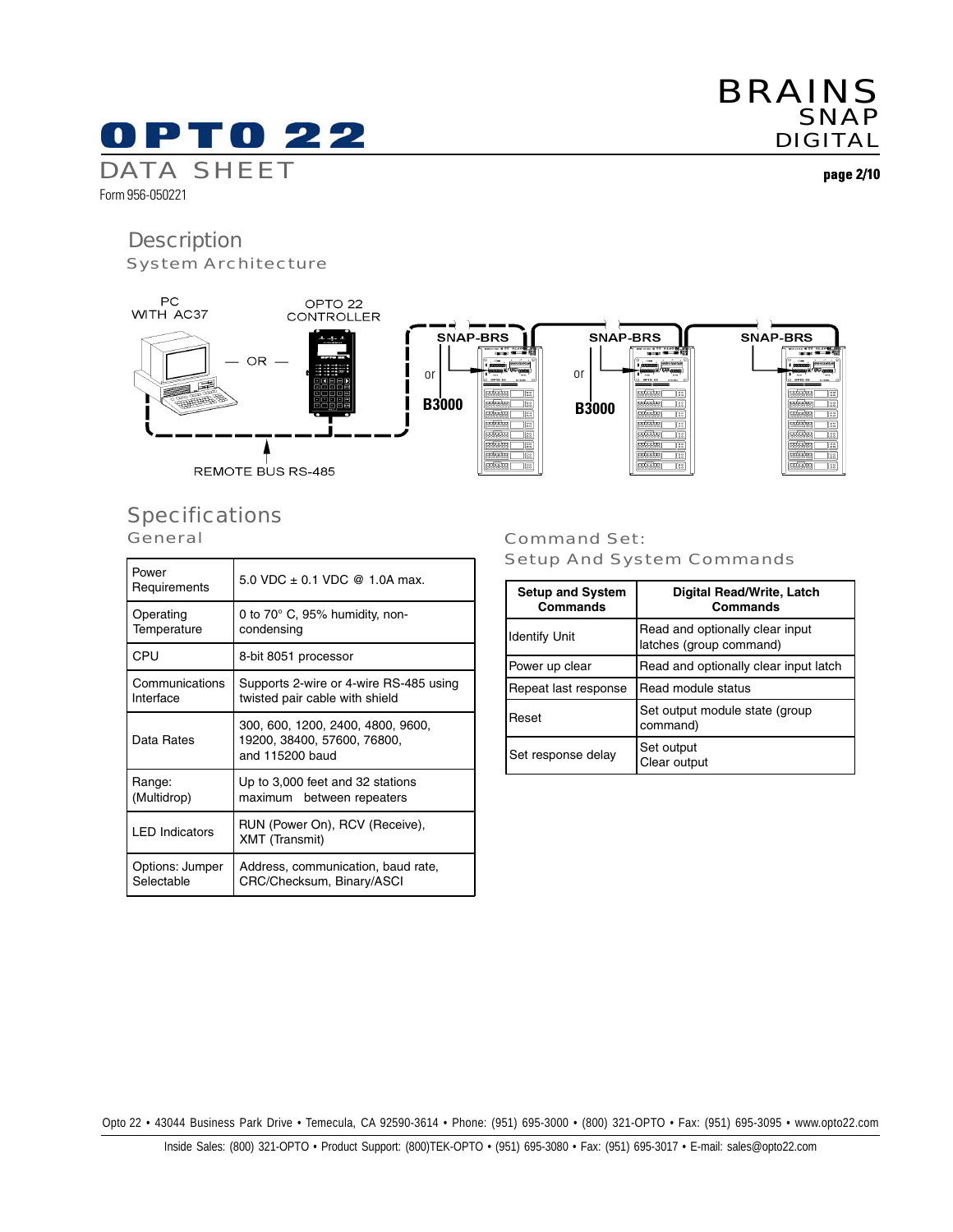## Description

### System Architecture

PC WITH AC37 — OR — OPTO 22 CONTROLLER

REMOTE BUS RS-485

SNAP-BRS or B3000 — SNAP-BRS or B3000 — SNAP-BRS

## Specifications

### General

| | |
|---|---|
| Power Requirements | 5.0 VDC ± 0.1 VDC @ 1.0A max. |
| Operating Temperature | 0 to 70° C, 95% humidity, non-condensing |
| CPU | 8-bit 8051 processor |
| Communications Interface | Supports 2-wire or 4-wire RS-485 using twisted pair cable with shield |
| Data Rates | 300, 600, 1200, 2400, 4800, 9600, 19200, 38400, 57600, 76800, and 115200 baud |
| Range: (Multidrop) | Up to 3,000 feet and 32 stations maximum between repeaters |
| LED Indicators | RUN (Power On), RCV (Receive), XMT (Transmit) |
| Options: Jumper Selectable | Address, communication, baud rate, CRC/Checksum, Binary/ASCI |

### Command Set: Setup And System Commands

| Setup and System Commands | Digital Read/Write, Latch Commands |
|---|---|
| Identify Unit | Read and optionally clear input latches (group command) |
| Power up clear | Read and optionally clear input latch |
| Repeat last response | Read module status |
| Reset | Set output module state (group command) |
| Set response delay | Set output<br>Clear output |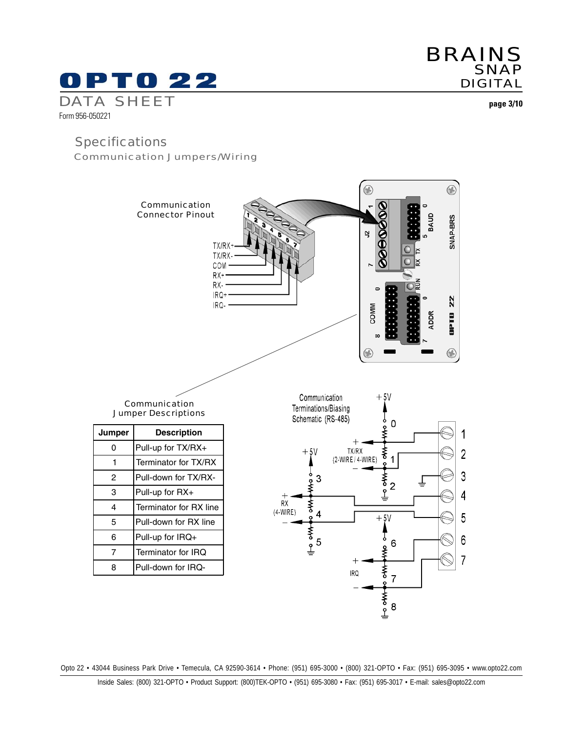## Specifications

### Communication Jumpers/Wiring

Communication Connector Pinout

TX/RX+
TX/RX-
COM
RX+
RX-
IRQ+
IRQ-

Communication Terminations/Biasing Schematic (RS-485)

Communication Jumper Descriptions

| Jumper | Description |
|---|---|
| 0 | Pull-up for TX/RX+ |
| 1 | Terminator for TX/RX |
| 2 | Pull-down for TX/RX- |
| 3 | Pull-up for RX+ |
| 4 | Terminator for RX line |
| 5 | Pull-down for RX line |
| 6 | Pull-up for IRQ+ |
| 7 | Terminator for IRQ |
| 8 | Pull-down for IRQ- |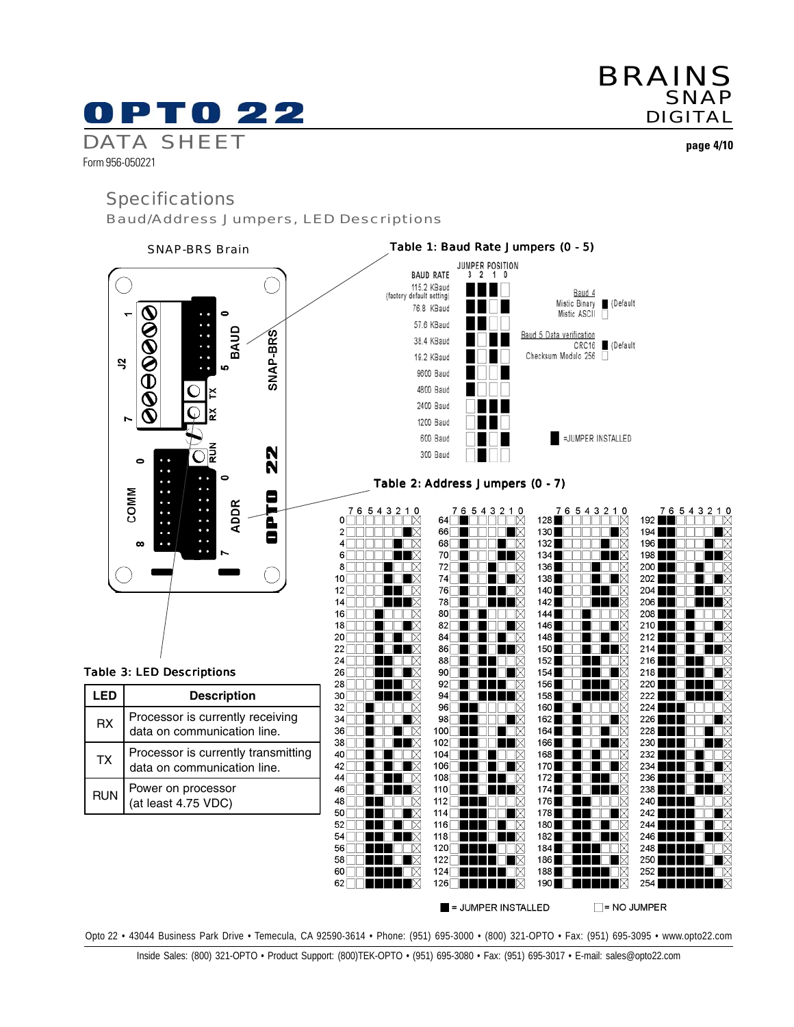## Specifications

### Baud/Address Jumpers, LED Descriptions

**SNAP-BRS Brain**

(Board labels: J2, 1, 7, TX, RX, RUN, BAUD 0–5, COMM 0–8, ADDR 0–7, SNAP-BRS, OPTO 22)

### Table 1: Baud Rate Jumpers (0 - 5)

| BAUD RATE | Jumper Position 3 | 2 | 1 | 0 |
|---|---|---|---|---|
| 115.2 KBaud (factory default setting) | ■ | ■ | ■ | □ |
| 76.8 KBaud | ■ | ■ | □ | ■ |
| 57.6 KBaud | ■ | ■ | □ | □ |
| 38.4 KBaud | ■ | □ | ■ | ■ |
| 19.2 KBaud | ■ | □ | ■ | □ |
| 9600 Baud | ■ | □ | □ | ■ |
| 4800 Baud | ■ | □ | □ | □ |
| 2400 Baud | □ | ■ | ■ | ■ |
| 1200 Baud | □ | ■ | ■ | □ |
| 600 Baud | □ | ■ | □ | ■ |
| 300 Baud | □ | ■ | □ | □ |

| Baud 4 | |
|---|---|
| Mistic Binary | ■ (Default |
| Mistic ASCII | □ |

| Baud 5 Data verification | |
|---|---|
| CRC16 | ■ (Default |
| Checksum Modulo 256 | □ |

■ = JUMPER INSTALLED

### Table 2: Address Jumpers (0 - 7)

| Addr | 7 6 5 4 3 2 1 0 | Addr | 7 6 5 4 3 2 1 0 | Addr | 7 6 5 4 3 2 1 0 | Addr | 7 6 5 4 3 2 1 0 |
|---|---|---|---|---|---|---|---|
| 0 | □□□□□□□☒ | 64 | □■□□□□□☒ | 128 | ■□□□□□□☒ | 192 | ■■□□□□□☒ |
| 2 | □□□□□□■☒ | 66 | □■□□□□■☒ | 130 | ■□□□□□■☒ | 194 | ■■□□□□■☒ |
| 4 | □□□□□■□☒ | 68 | □■□□□■□☒ | 132 | ■□□□□■□☒ | 196 | ■■□□□■□☒ |
| 6 | □□□□□■■☒ | 70 | □■□□□■■☒ | 134 | ■□□□□■■☒ | 198 | ■■□□□■■☒ |
| 8 | □□□□■□□☒ | 72 | □■□□■□□☒ | 136 | ■□□□■□□☒ | 200 | ■■□□■□□☒ |
| 10 | □□□□■□■☒ | 74 | □■□□■□■☒ | 138 | ■□□□■□■☒ | 202 | ■■□□■□■☒ |
| 12 | □□□□■■□☒ | 76 | □■□□■■□☒ | 140 | ■□□□■■□☒ | 204 | ■■□□■■□☒ |
| 14 | □□□□■■■☒ | 78 | □■□□■■■☒ | 142 | ■□□□■■■☒ | 206 | ■■□□■■■☒ |
| 16 | □□□■□□□☒ | 80 | □■□■□□□☒ | 144 | ■□□■□□□☒ | 208 | ■■□■□□□☒ |
| 18 | □□□■□□■☒ | 82 | □■□■□□■☒ | 146 | ■□□■□□■☒ | 210 | ■■□■□□■☒ |
| 20 | □□□■□■□☒ | 84 | □■□■□■□☒ | 148 | ■□□■□■□☒ | 212 | ■■□■□■□☒ |
| 22 | □□□■□■■☒ | 86 | □■□■□■■☒ | 150 | ■□□■□■■☒ | 214 | ■■□■□■■☒ |
| 24 | □□□■■□□☒ | 88 | □■□■■□□☒ | 152 | ■□□■■□□☒ | 216 | ■■□■■□□☒ |
| 26 | □□□■■□■☒ | 90 | □■□■■□■☒ | 154 | ■□□■■□■☒ | 218 | ■■□■■□■☒ |
| 28 | □□□■■■□☒ | 92 | □■□■■■□☒ | 156 | ■□□■■■□☒ | 220 | ■■□■■■□☒ |
| 30 | □□□■■■■☒ | 94 | □■□■■■■☒ | 158 | ■□□■■■■☒ | 222 | ■■□■■■■☒ |
| 32 | □□■□□□□☒ | 96 | □■■□□□□☒ | 160 | ■□■□□□□☒ | 224 | ■■■□□□□☒ |
| 34 | □□■□□□■☒ | 98 | □■■□□□■☒ | 162 | ■□■□□□■☒ | 226 | ■■■□□□■☒ |
| 36 | □□■□□■□☒ | 100 | □■■□□■□☒ | 164 | ■□■□□■□☒ | 228 | ■■■□□■□☒ |
| 38 | □□■□□■■☒ | 102 | □■■□□■■☒ | 166 | ■□■□□■■☒ | 230 | ■■■□□■■☒ |
| 40 | □□■□■□□☒ | 104 | □■■□■□□☒ | 168 | ■□■□■□□☒ | 232 | ■■■□■□□☒ |
| 42 | □□■□■□■☒ | 106 | □■■□■□■☒ | 170 | ■□■□■□■☒ | 234 | ■■■□■□■☒ |
| 44 | □□■□■■□☒ | 108 | □■■□■■□☒ | 172 | ■□■□■■□☒ | 236 | ■■■□■■□☒ |
| 46 | □□■□■■■☒ | 110 | □■■□■■■☒ | 174 | ■□■□■■■☒ | 238 | ■■■□■■■☒ |
| 48 | □□■■□□□☒ | 112 | □■■■□□□☒ | 176 | ■□■■□□□☒ | 240 | ■■■■□□□☒ |
| 50 | □□■■□□■☒ | 114 | □■■■□□■☒ | 178 | ■□■■□□■☒ | 242 | ■■■■□□■☒ |
| 52 | □□■■□■□☒ | 116 | □■■■□■□☒ | 180 | ■□■■□■□☒ | 244 | ■■■■□■□☒ |
| 54 | □□■■□■■☒ | 118 | □■■■□■■☒ | 182 | ■□■■□■■☒ | 246 | ■■■■□■■☒ |
| 56 | □□■■■□□☒ | 120 | □■■■■□□☒ | 184 | ■□■■■□□☒ | 248 | ■■■■■□□☒ |
| 58 | □□■■■□■☒ | 122 | □■■■■□■☒ | 186 | ■□■■■□■☒ | 250 | ■■■■■□■☒ |
| 60 | □□■■■■□☒ | 124 | □■■■■■□☒ | 188 | ■□■■■■□☒ | 252 | ■■■■■■□☒ |
| 62 | □□■■■■■☒ | 126 | □■■■■■■☒ | 190 | ■□■■■■■☒ | 254 | ■■■■■■■☒ |

■ = JUMPER INSTALLED    □ = NO JUMPER

### Table 3: LED Descriptions

| LED | Description |
|---|---|
| RX | Processor is currently receiving data on communication line. |
| TX | Processor is currently transmitting data on communication line. |
| RUN | Power on processor (at least 4.75 VDC) |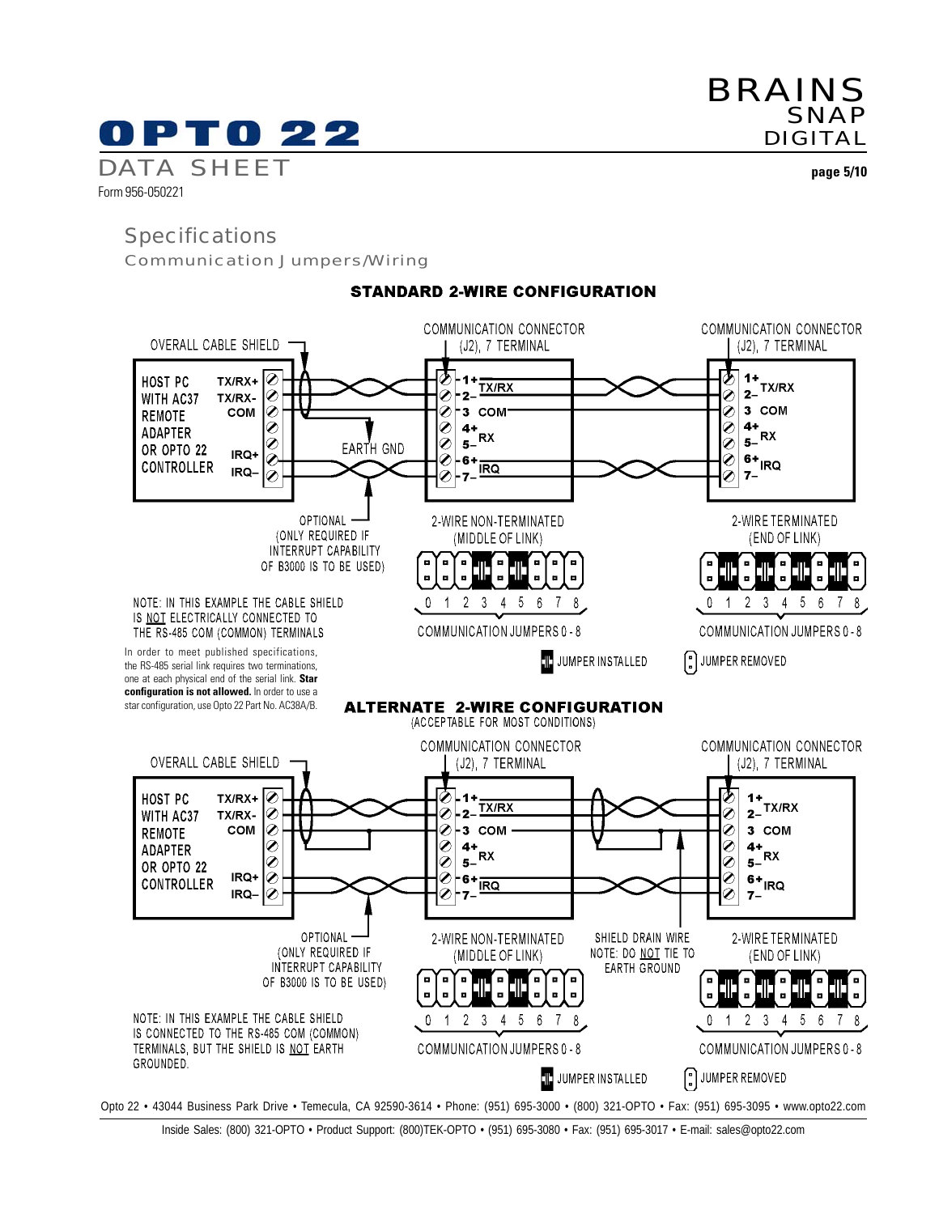## Specifications

### Communication Jumpers/Wiring

**STANDARD 2-WIRE CONFIGURATION**

OVERALL CABLE SHIELD

HOST PC WITH AC37 REMOTE ADAPTER OR OPTO 22 CONTROLLER

TX/RX+
TX/RX-
COM
IRQ+
IRQ–

EARTH GND

COMMUNICATION CONNECTOR (J2), 7 TERMINAL

1+ TX/RX
2–
3 COM
4+ RX
5–
6+ IRQ
7–

OPTIONAL (ONLY REQUIRED IF INTERRUPT CAPABILITY OF B3000 IS TO BE USED)

2-WIRE NON-TERMINATED (MIDDLE OF LINK)

2-WIRE TERMINATED (END OF LINK)

0 1 2 3 4 5 6 7 8

COMMUNICATION JUMPERS 0 - 8

JUMPER INSTALLED

JUMPER REMOVED

NOTE: IN THIS EXAMPLE THE CABLE SHIELD IS NOT ELECTRICALLY CONNECTED TO THE RS-485 COM (COMMON) TERMINALS

In order to meet published specifications, the RS-485 serial link requires two terminations, one at each physical end of the serial link. **Star configuration is not allowed.** In order to use a star configuration, use Opto 22 Part No. AC38A/B.

**ALTERNATE 2-WIRE CONFIGURATION**
(ACCEPTABLE FOR MOST CONDITIONS)

OVERALL CABLE SHIELD

HOST PC WITH AC37 REMOTE ADAPTER OR OPTO 22 CONTROLLER

TX/RX+
TX/RX-
COM
IRQ+
IRQ–

COMMUNICATION CONNECTOR (J2), 7 TERMINAL

1+ TX/RX
2–
3 COM
4+ RX
5–
6+ IRQ
7–

OPTIONAL (ONLY REQUIRED IF INTERRUPT CAPABILITY OF B3000 IS TO BE USED)

2-WIRE NON-TERMINATED (MIDDLE OF LINK)

SHIELD DRAIN WIRE NOTE: DO NOT TIE TO EARTH GROUND

2-WIRE TERMINATED (END OF LINK)

0 1 2 3 4 5 6 7 8

COMMUNICATION JUMPERS 0 - 8

JUMPER INSTALLED

JUMPER REMOVED

NOTE: IN THIS EXAMPLE THE CABLE SHIELD IS CONNECTED TO THE RS-485 COM (COMMON) TERMINALS, BUT THE SHIELD IS NOT EARTH GROUNDED.

Opto 22 • 43044 Business Park Drive • Temecula, CA 92590-3614 • Phone: (951) 695-3000 • (800) 321-OPTO • Fax: (951) 695-3095 • www.opto22.com

Inside Sales: (800) 321-OPTO • Product Support: (800)TEK-OPTO • (951) 695-3080 • Fax: (951) 695-3017 • E-mail: sales@opto22.com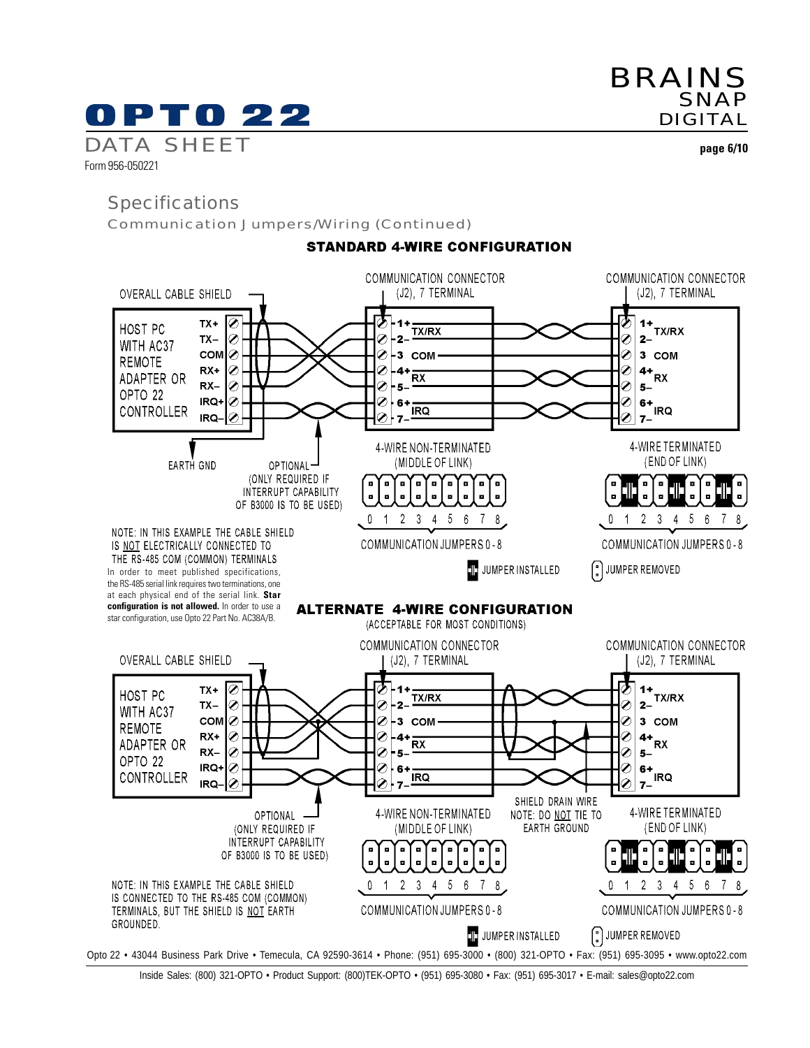## Specifications

### Communication Jumpers/Wiring (Continued)

**STANDARD 4-WIRE CONFIGURATION**

OVERALL CABLE SHIELD

COMMUNICATION CONNECTOR (J2), 7 TERMINAL

COMMUNICATION CONNECTOR (J2), 7 TERMINAL

HOST PC WITH AC37 REMOTE ADAPTER OR OPTO 22 CONTROLLER

TX+ TX– COM RX+ RX– IRQ+ IRQ–

1+ TX/RX 2– 3 COM 4+ RX 5– 6+ IRQ 7–

1+ TX/RX 2– 3 COM 4+ RX 5– 6+ IRQ 7–

EARTH GND

OPTIONAL (ONLY REQUIRED IF INTERRUPT CAPABILITY OF B3000 IS TO BE USED)

4-WIRE NON-TERMINATED (MIDDLE OF LINK)

4-WIRE TERMINATED (END OF LINK)

0 1 2 3 4 5 6 7 8

COMMUNICATION JUMPERS 0 - 8

COMMUNICATION JUMPERS 0 - 8

JUMPER INSTALLED

JUMPER REMOVED

NOTE: IN THIS EXAMPLE THE CABLE SHIELD IS NOT ELECTRICALLY CONNECTED TO THE RS-485 COM (COMMON) TERMINALS

In order to meet published specifications, the RS-485 serial link requires two terminations, one at each physical end of the serial link. **Star configuration is not allowed.** In order to use a star configuration, use Opto 22 Part No. AC38A/B.

**ALTERNATE 4-WIRE CONFIGURATION**

(ACCEPTABLE FOR MOST CONDITIONS)

OVERALL CABLE SHIELD

COMMUNICATION CONNECTOR (J2), 7 TERMINAL

COMMUNICATION CONNECTOR (J2), 7 TERMINAL

HOST PC WITH AC37 REMOTE ADAPTER OR OPTO 22 CONTROLLER

TX+ TX– COM RX+ RX– IRQ+ IRQ–

1+ TX/RX 2– 3 COM 4+ RX 5– 6+ IRQ 7–

1+ TX/RX 2– 3 COM 4+ RX 5– 6+ IRQ 7–

OPTIONAL (ONLY REQUIRED IF INTERRUPT CAPABILITY OF B3000 IS TO BE USED)

SHIELD DRAIN WIRE NOTE: DO NOT TIE TO EARTH GROUND

4-WIRE NON-TERMINATED (MIDDLE OF LINK)

4-WIRE TERMINATED (END OF LINK)

0 1 2 3 4 5 6 7 8

COMMUNICATION JUMPERS 0 - 8

COMMUNICATION JUMPERS 0 - 8

JUMPER INSTALLED

JUMPER REMOVED

NOTE: IN THIS EXAMPLE THE CABLE SHIELD IS CONNECTED TO THE RS-485 COM (COMMON) TERMINALS, BUT THE SHIELD IS NOT EARTH GROUNDED.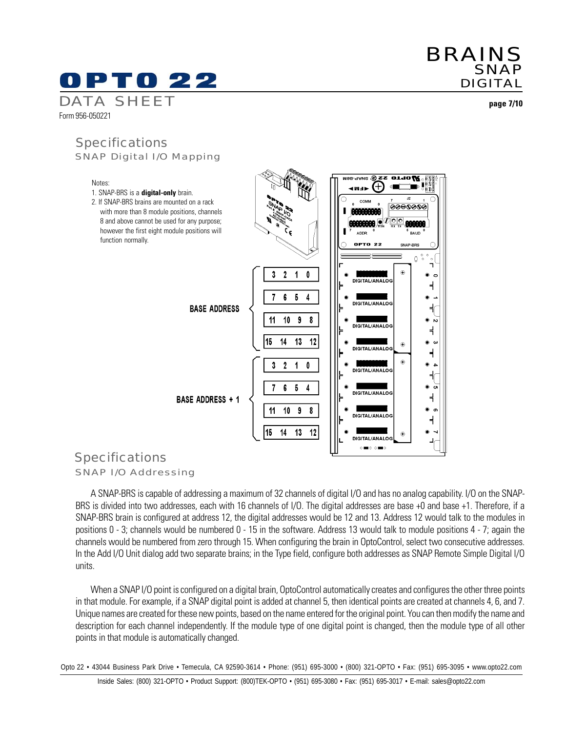## Specifications

### SNAP Digital I/O Mapping

Notes:

1. SNAP-BRS is a **digital-only** brain.
2. If SNAP-BRS brains are mounted on a rack with more than 8 module positions, channels 8 and above cannot be used for any purpose; however the first eight module positions will function normally.

BASE ADDRESS

| 3 | 2 | 1 | 0 |
|---|---|---|---|
| 7 | 6 | 5 | 4 |
| 11 | 10 | 9 | 8 |
| 15 | 14 | 13 | 12 |

BASE ADDRESS + 1

| 3 | 2 | 1 | 0 |
|---|---|---|---|
| 7 | 6 | 5 | 4 |
| 11 | 10 | 9 | 8 |
| 15 | 14 | 13 | 12 |

## Specifications

### SNAP I/O Addressing

A SNAP-BRS is capable of addressing a maximum of 32 channels of digital I/O and has no analog capability. I/O on the SNAP-BRS is divided into two addresses, each with 16 channels of I/O. The digital addresses are base +0 and base +1. Therefore, if a SNAP-BRS brain is configured at address 12, the digital addresses would be 12 and 13. Address 12 would talk to the modules in positions 0 - 3; channels would be numbered 0 - 15 in the software. Address 13 would talk to module positions 4 - 7; again the channels would be numbered from zero through 15. When configuring the brain in OptoControl, select two consecutive addresses. In the Add I/O Unit dialog add two separate brains; in the Type field, configure both addresses as SNAP Remote Simple Digital I/O units.

When a SNAP I/O point is configured on a digital brain, OptoControl automatically creates and configures the other three points in that module. For example, if a SNAP digital point is added at channel 5, then identical points are created at channels 4, 6, and 7. Unique names are created for these new points, based on the name entered for the original point. You can then modify the name and description for each channel independently. If the module type of one digital point is changed, then the module type of all other points in that module is automatically changed.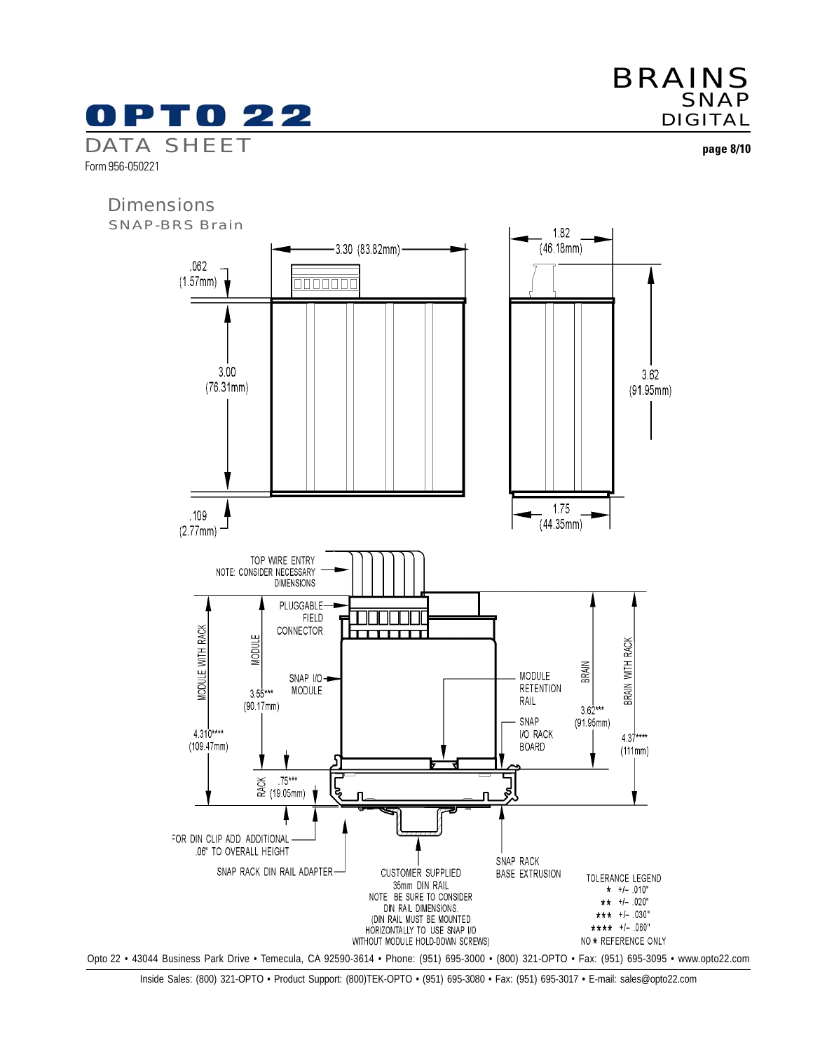## Dimensions

### SNAP-BRS Brain

3.30 (83.82mm)

.062 (1.57mm)

3.00 (76.31mm)

.109 (2.77mm)

1.82 (46.18mm)

3.62 (91.95mm)

1.75 (44.35mm)

TOP WIRE ENTRY
NOTE: CONSIDER NECESSARY DIMENSIONS

PLUGGABLE FIELD CONNECTOR

SNAP I/O MODULE

MODULE WITH RACK 4.310**** (109.47mm)

MODULE 3.55*** (90.17mm)

RACK .75*** (19.05mm)

MODULE RETENTION RAIL

SNAP I/O RACK BOARD

BRAIN 3.62*** (91.95mm)

BRAIN WITH RACK 4.37**** (111mm)

FOR DIN CLIP ADD ADDITIONAL .06" TO OVERALL HEIGHT

SNAP RACK DIN RAIL ADAPTER

CUSTOMER SUPPLIED 35mm DIN RAIL
NOTE: BE SURE TO CONSIDER DIN RAIL DIMENSIONS.
(DIN RAIL MUST BE MOUNTED HORIZONTALLY TO USE SNAP I/O WITHOUT MODULE HOLD-DOWN SCREWS)

SNAP RACK BASE EXTRUSION

TOLERANCE LEGEND
- * +/– .010"
- ** +/– .020"
- *** +/– .030"
- **** +/– .060"
- NO * REFERENCE ONLY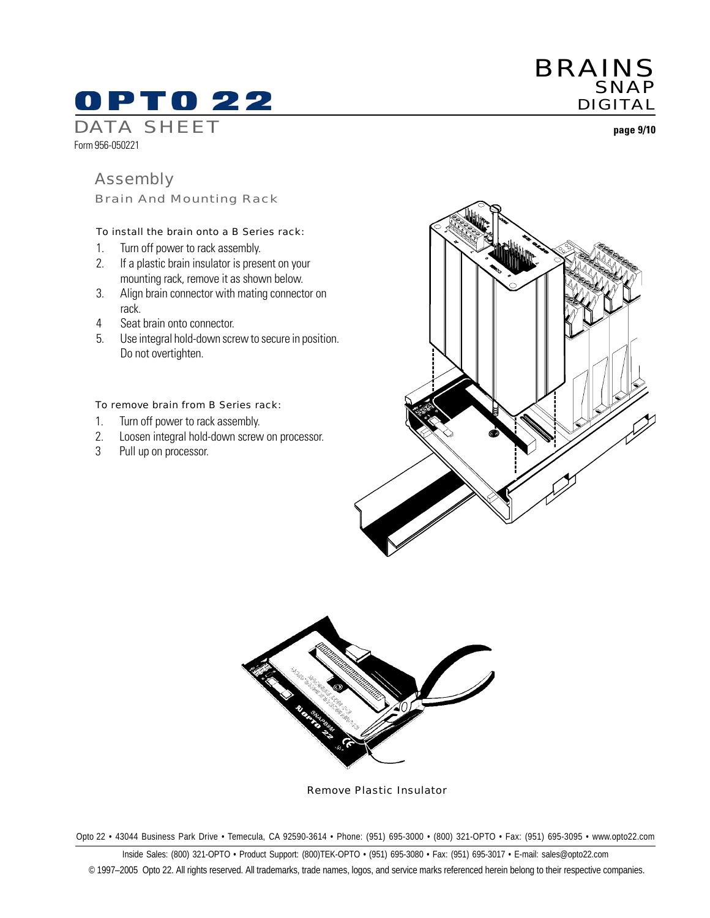## Assembly

### Brain And Mounting Rack

To install the brain onto a B Series rack:

1. Turn off power to rack assembly.
2. If a plastic brain insulator is present on your mounting rack, remove it as shown below.
3. Align brain connector with mating connector on rack.
4. Seat brain onto connector.
5. Use integral hold-down screw to secure in position. Do not overtighten.

To remove brain from B Series rack:

1. Turn off power to rack assembly.
2. Loosen integral hold-down screw on processor.
3. Pull up on processor.

Remove Plastic Insulator

Opto 22 • 43044 Business Park Drive • Temecula, CA 92590-3614 • Phone: (951) 695-3000 • (800) 321-OPTO • Fax: (951) 695-3095 • www.opto22.com

Inside Sales: (800) 321-OPTO • Product Support: (800)TEK-OPTO • (951) 695-3080 • Fax: (951) 695-3017 • E-mail: sales@opto22.com

© 1997–2005 Opto 22. All rights reserved. All trademarks, trade names, logos, and service marks referenced herein belong to their respective companies.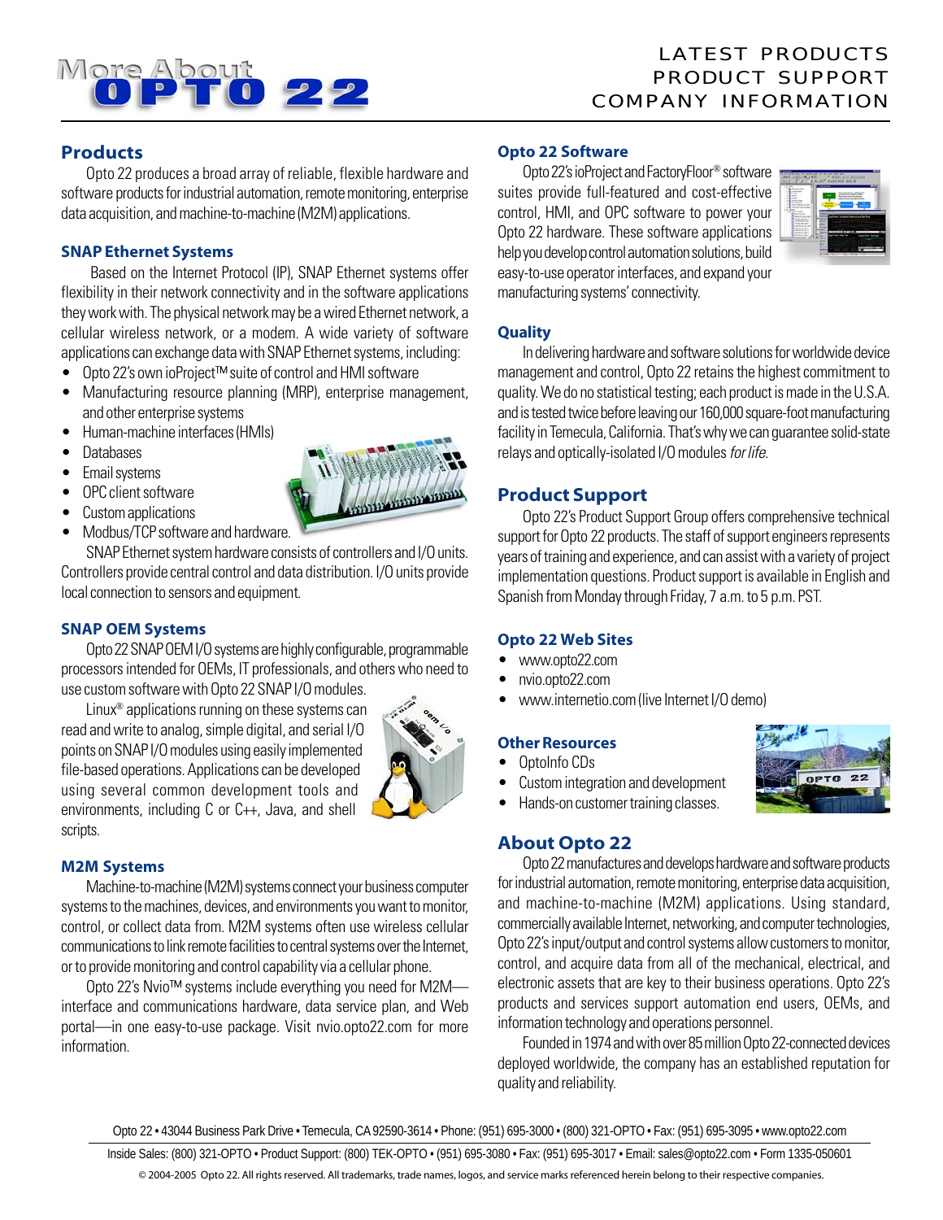# More About OPTO 22

LATEST PRODUCTS
PRODUCT SUPPORT
COMPANY INFORMATION

## Products

Opto 22 produces a broad array of reliable, flexible hardware and software products for industrial automation, remote monitoring, enterprise data acquisition, and machine-to-machine (M2M) applications.

### SNAP Ethernet Systems

Based on the Internet Protocol (IP), SNAP Ethernet systems offer flexibility in their network connectivity and in the software applications they work with. The physical network may be a wired Ethernet network, a cellular wireless network, or a modem. A wide variety of software applications can exchange data with SNAP Ethernet systems, including:

- Opto 22's own ioProject™ suite of control and HMI software
- Manufacturing resource planning (MRP), enterprise management, and other enterprise systems
- Human-machine interfaces (HMIs)
- Databases
- Email systems
- OPC client software
- Custom applications
- Modbus/TCP software and hardware.

SNAP Ethernet system hardware consists of controllers and I/O units. Controllers provide central control and data distribution. I/O units provide local connection to sensors and equipment.

### SNAP OEM Systems

Opto 22 SNAP OEM I/O systems are highly configurable, programmable processors intended for OEMs, IT professionals, and others who need to use custom software with Opto 22 SNAP I/O modules.

Linux® applications running on these systems can read and write to analog, simple digital, and serial I/O points on SNAP I/O modules using easily implemented file-based operations. Applications can be developed using several common development tools and environments, including C or C++, Java, and shell scripts.

### M2M Systems

Machine-to-machine (M2M) systems connect your business computer systems to the machines, devices, and environments you want to monitor, control, or collect data from. M2M systems often use wireless cellular communications to link remote facilities to central systems over the Internet, or to provide monitoring and control capability via a cellular phone.

Opto 22's Nvio™ systems include everything you need for M2M—interface and communications hardware, data service plan, and Web portal—in one easy-to-use package. Visit nvio.opto22.com for more information.

### Opto 22 Software

Opto 22's ioProject and FactoryFloor® software suites provide full-featured and cost-effective control, HMI, and OPC software to power your Opto 22 hardware. These software applications help you develop control automation solutions, build easy-to-use operator interfaces, and expand your manufacturing systems' connectivity.

### Quality

In delivering hardware and software solutions for worldwide device management and control, Opto 22 retains the highest commitment to quality. We do no statistical testing; each product is made in the U.S.A. and is tested twice before leaving our 160,000 square-foot manufacturing facility in Temecula, California. That's why we can guarantee solid-state relays and optically-isolated I/O modules *for life*.

## Product Support

Opto 22's Product Support Group offers comprehensive technical support for Opto 22 products. The staff of support engineers represents years of training and experience, and can assist with a variety of project implementation questions. Product support is available in English and Spanish from Monday through Friday, 7 a.m. to 5 p.m. PST.

### Opto 22 Web Sites

- www.opto22.com
- nvio.opto22.com
- www.internetio.com (live Internet I/O demo)

### Other Resources

- OptoInfo CDs
- Custom integration and development
- Hands-on customer training classes.

## About Opto 22

Opto 22 manufactures and develops hardware and software products for industrial automation, remote monitoring, enterprise data acquisition, and machine-to-machine (M2M) applications. Using standard, commercially available Internet, networking, and computer technologies, Opto 22's input/output and control systems allow customers to monitor, control, and acquire data from all of the mechanical, electrical, and electronic assets that are key to their business operations. Opto 22's products and services support automation end users, OEMs, and information technology and operations personnel.

Founded in 1974 and with over 85 million Opto 22-connected devices deployed worldwide, the company has an established reputation for quality and reliability.

Opto 22 • 43044 Business Park Drive • Temecula, CA 92590-3614 • Phone: (951) 695-3000 • (800) 321-OPTO • Fax: (951) 695-3095 • www.opto22.com

Inside Sales: (800) 321-OPTO • Product Support: (800) TEK-OPTO • (951) 695-3080 • Fax: (951) 695-3017 • Email: sales@opto22.com • Form 1335-050601

© 2004-2005 Opto 22. All rights reserved. All trademarks, trade names, logos, and service marks referenced herein belong to their respective companies.